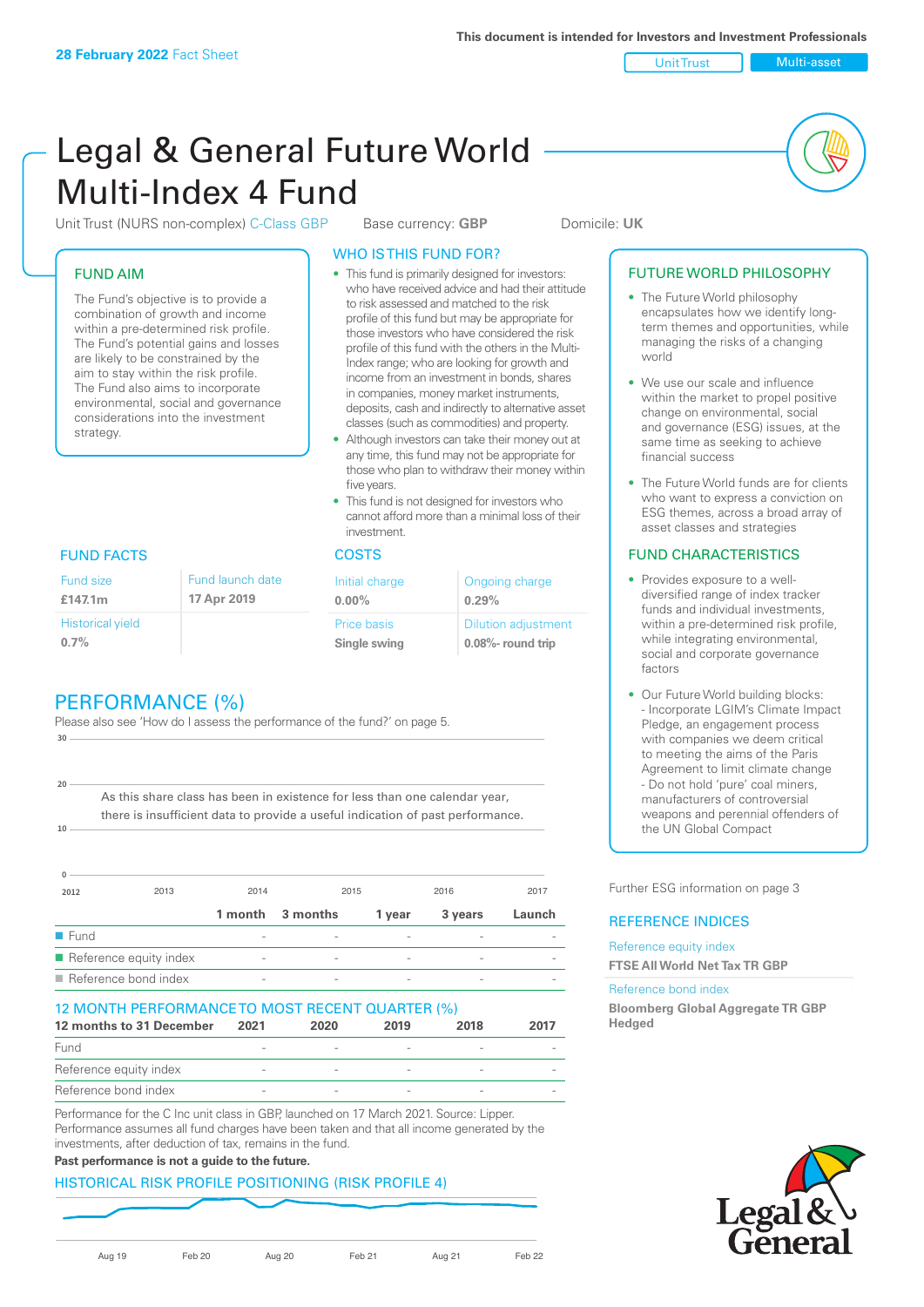This document is intended for Investors and Investment Professionals

28 February 2022 Fact Sheet

Unit Trust | Multi-asset

# Legal & General Future World Multi-Index 4 Fund

Unit Trust (NURS non-complex) C-Class GBP    Base currency: **GBP**    Domicile: **UK**

## FUND AIM

The Fund's objective is to provide a combination of growth and income within a pre-determined risk profile. The Fund's potential gains and losses are likely to be constrained by the aim to stay within the risk profile. The Fund also aims to incorporate environmental, social and governance considerations into the investment strategy.

## WHO IS THIS FUND FOR?

- This fund is primarily designed for investors: who have received advice and had their attitude to risk assessed and matched to the risk profile of this fund but may be appropriate for those investors who have considered the risk profile of this fund with the others in the Multi-Index range; who are looking for growth and income from an investment in bonds, shares in companies, money market instruments, deposits, cash and indirectly to alternative asset classes (such as commodities) and property.
- Although investors can take their money out at any time, this fund may not be appropriate for those who plan to withdraw their money within five years.
- This fund is not designed for investors who cannot afford more than a minimal loss of their investment.

## FUTURE WORLD PHILOSOPHY

- The Future World philosophy encapsulates how we identify long-term themes and opportunities, while managing the risks of a changing world
- We use our scale and influence within the market to propel positive change on environmental, social and governance (ESG) issues, at the same time as seeking to achieve financial success
- The Future World funds are for clients who want to express a conviction on ESG themes, across a broad array of asset classes and strategies

## FUND FACTS

| Fund size | Fund launch date |
|---|---|
| **£147.1m** | **17 Apr 2019** |
| Historical yield | |
| **0.7%** | |

## COSTS

| Initial charge | Ongoing charge |
|---|---|
| **0.00%** | **0.29%** |
| Price basis | Dilution adjustment |
| **Single swing** | **0.08%- round trip** |

## FUND CHARACTERISTICS

- Provides exposure to a well-diversified range of index tracker funds and individual investments, within a pre-determined risk profile, while integrating environmental, social and corporate governance factors
- Our Future World building blocks:
  - Incorporate LGIM's Climate Impact Pledge, an engagement process with companies we deem critical to meeting the aims of the Paris Agreement to limit climate change
  - Do not hold 'pure' coal miners, manufacturers of controversial weapons and perennial offenders of the UN Global Compact

Further ESG information on page 3

## PERFORMANCE (%)

Please also see 'How do I assess the performance of the fund?' on page 5.

As this share class has been in existence for less than one calendar year, there is insufficient data to provide a useful indication of past performance.

| | 1 month | 3 months | 1 year | 3 years | Launch |
|---|---|---|---|---|---|
| Fund | - | - | - | - | - |
| Reference equity index | - | - | - | - | - |
| Reference bond index | - | - | - | - | - |

## 12 MONTH PERFORMANCE TO MOST RECENT QUARTER (%)

| 12 months to 31 December | 2021 | 2020 | 2019 | 2018 | 2017 |
|---|---|---|---|---|---|
| Fund | - | - | - | - | - |
| Reference equity index | - | - | - | - | - |
| Reference bond index | - | - | - | - | - |

Performance for the C Inc unit class in GBP, launched on 17 March 2021. Source: Lipper. Performance assumes all fund charges have been taken and that all income generated by the investments, after deduction of tax, remains in the fund.

**Past performance is not a guide to the future.**

## REFERENCE INDICES

Reference equity index
**FTSE All World Net Tax TR GBP**

Reference bond index
**Bloomberg Global Aggregate TR GBP Hedged**

## HISTORICAL RISK PROFILE POSITIONING (RISK PROFILE 4)

Aug 19 | Feb 20 | Aug 20 | Feb 21 | Aug 21 | Feb 22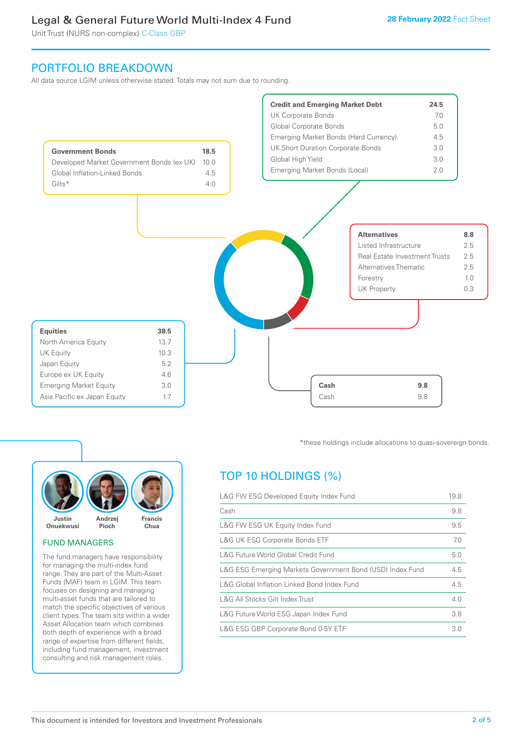# Legal & General Future World Multi-Index 4 Fund

Unit Trust (NURS non-complex) C-Class GBP

28 February 2022 Fact Sheet

## PORTFOLIO BREAKDOWN

All data source LGIM unless otherwise stated. Totals may not sum due to rounding.

| **Government Bonds** | **18.5** |
|---|---|
| Developed Market Government Bonds (ex UK) | 10.0 |
| Global Inflation-Linked Bonds | 4.5 |
| Gilts* | 4.0 |

| **Credit and Emerging Market Debt** | **24.5** |
|---|---|
| UK Corporate Bonds | 7.0 |
| Global Corporate Bonds | 5.0 |
| Emerging Market Bonds (Hard Currency) | 4.5 |
| UK Short Duration Corporate Bonds | 3.0 |
| Global High Yield | 3.0 |
| Emerging Market Bonds (Local) | 2.0 |

| **Alternatives** | **8.8** |
|---|---|
| Listed Infrastructure | 2.5 |
| Real Estate Investment Trusts | 2.5 |
| Alternatives Thematic | 2.5 |
| Forestry | 1.0 |
| UK Property | 0.3 |

| **Equities** | **38.5** |
|---|---|
| North America Equity | 13.7 |
| UK Equity | 10.3 |
| Japan Equity | 5.2 |
| Europe ex UK Equity | 4.6 |
| Emerging Market Equity | 3.0 |
| Asia Pacific ex Japan Equity | 1.7 |

| **Cash** | **9.8** |
|---|---|
| Cash | 9.8 |

*these holdings include allocations to quasi-sovereign bonds.

## FUND MANAGERS

Justin Onuekwusi, Andrzej Pioch, Francis Chua

The fund managers have responsibility for managing the multi-index fund range. They are part of the Multi-Asset Funds (MAF) team in LGIM. This team focuses on designing and managing multi-asset funds that are tailored to match the specific objectives of various client types. The team sits within a wider Asset Allocation team which combines both depth of experience with a broad range of expertise from different fields, including fund management, investment consulting and risk management roles.

## TOP 10 HOLDINGS (%)

| Holding | % |
|---|---|
| L&G FW ESG Developed Equity Index Fund | 19.8 |
| Cash | 9.8 |
| L&G FW ESG UK Equity Index Fund | 9.5 |
| L&G UK ESG Corporate Bonds ETF | 7.0 |
| L&G Future World Global Credit Fund | 5.0 |
| L&G ESG Emerging Markets Government Bond (USD) Index Fund | 4.5 |
| L&G Global Inflation Linked Bond Index Fund | 4.5 |
| L&G All Stocks Gilt Index Trust | 4.0 |
| L&G Future World ESG Japan Index Fund | 3.8 |
| L&G ESG GBP Corporate Bond 0-5Y ETF | 3.0 |

This document is intended for Investors and Investment Professionals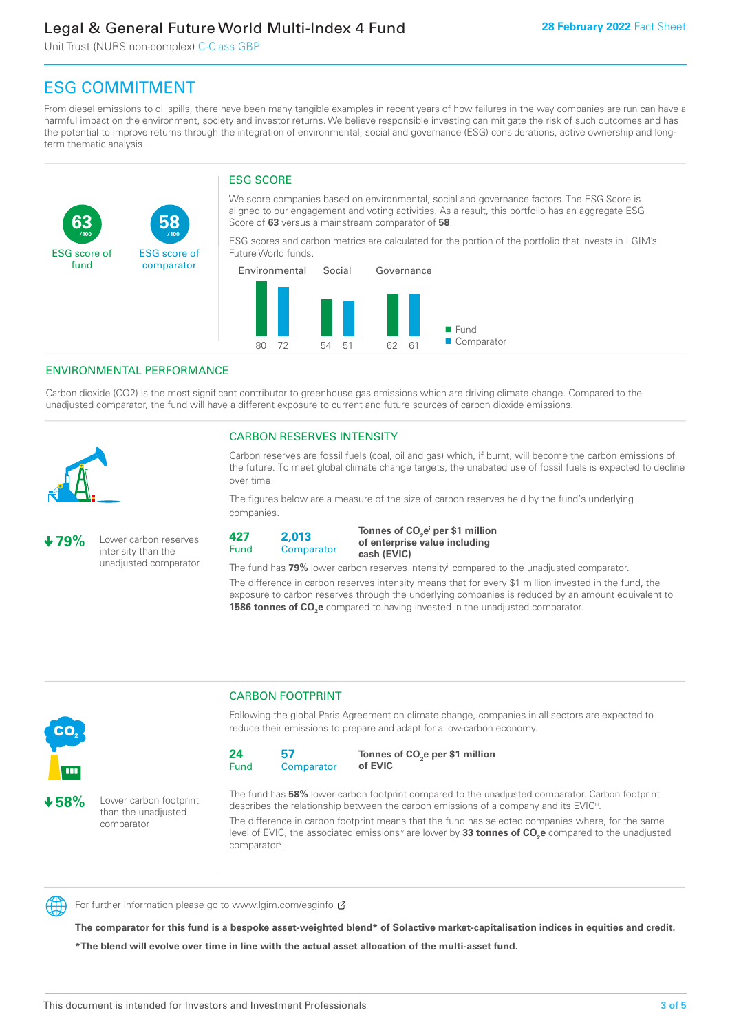# ESG COMMITMENT

From diesel emissions to oil spills, there have been many tangible examples in recent years of how failures in the way companies are run can have a harmful impact on the environment, society and investor returns. We believe responsible investing can mitigate the risk of such outcomes and has the potential to improve returns through the integration of environmental, social and governance (ESG) considerations, active ownership and long-term thematic analysis.

**63** /100 ESG score of fund

**58** /100 ESG score of comparator

## ESG SCORE

We score companies based on environmental, social and governance factors. The ESG Score is aligned to our engagement and voting activities. As a result, this portfolio has an aggregate ESG Score of **63** versus a mainstream comparator of **58**.

ESG scores and carbon metrics are calculated for the portion of the portfolio that invests in LGIM's Future World funds.

| | Environmental | Social | Governance |
|---|---|---|---|
| Fund | 80 | 54 | 62 |
| Comparator | 72 | 51 | 61 |

## ENVIRONMENTAL PERFORMANCE

Carbon dioxide (CO2) is the most significant contributor to greenhouse gas emissions which are driving climate change. Compared to the unadjusted comparator, the fund will have a different exposure to current and future sources of carbon dioxide emissions.

**↓79%** Lower carbon reserves intensity than the unadjusted comparator

### CARBON RESERVES INTENSITY

Carbon reserves are fossil fuels (coal, oil and gas) which, if burnt, will become the carbon emissions of the future. To meet global climate change targets, the unabated use of fossil fuels is expected to decline over time.

The figures below are a measure of the size of carbon reserves held by the fund's underlying companies.

**427** Fund | **2,013** Comparator | **Tonnes of $CO_2e$[i] per $1 million of enterprise value including cash (EVIC)**

The fund has **79%** lower carbon reserves intensity[ii] compared to the unadjusted comparator.

The difference in carbon reserves intensity means that for every $1 million invested in the fund, the exposure to carbon reserves through the underlying companies is reduced by an amount equivalent to **1586 tonnes of $CO_2e$** compared to having invested in the unadjusted comparator.

**↓58%** Lower carbon footprint than the unadjusted comparator

### CARBON FOOTPRINT

Following the global Paris Agreement on climate change, companies in all sectors are expected to reduce their emissions to prepare and adapt for a low-carbon economy.

**24** Fund | **57** Comparator | **Tonnes of $CO_2e$ per $1 million of EVIC**

The fund has **58%** lower carbon footprint compared to the unadjusted comparator. Carbon footprint describes the relationship between the carbon emissions of a company and its EVIC[iii].

The difference in carbon footprint means that the fund has selected companies where, for the same level of EVIC, the associated emissions[iv] are lower by **33 tonnes of $CO_2e$** compared to the unadjusted comparator[v].

For further information please go to www.lgim.com/esginfo

**The comparator for this fund is a bespoke asset-weighted blend* of Solactive market-capitalisation indices in equities and credit.**

**\*The blend will evolve over time in line with the actual asset allocation of the multi-asset fund.**

This document is intended for Investors and Investment Professionals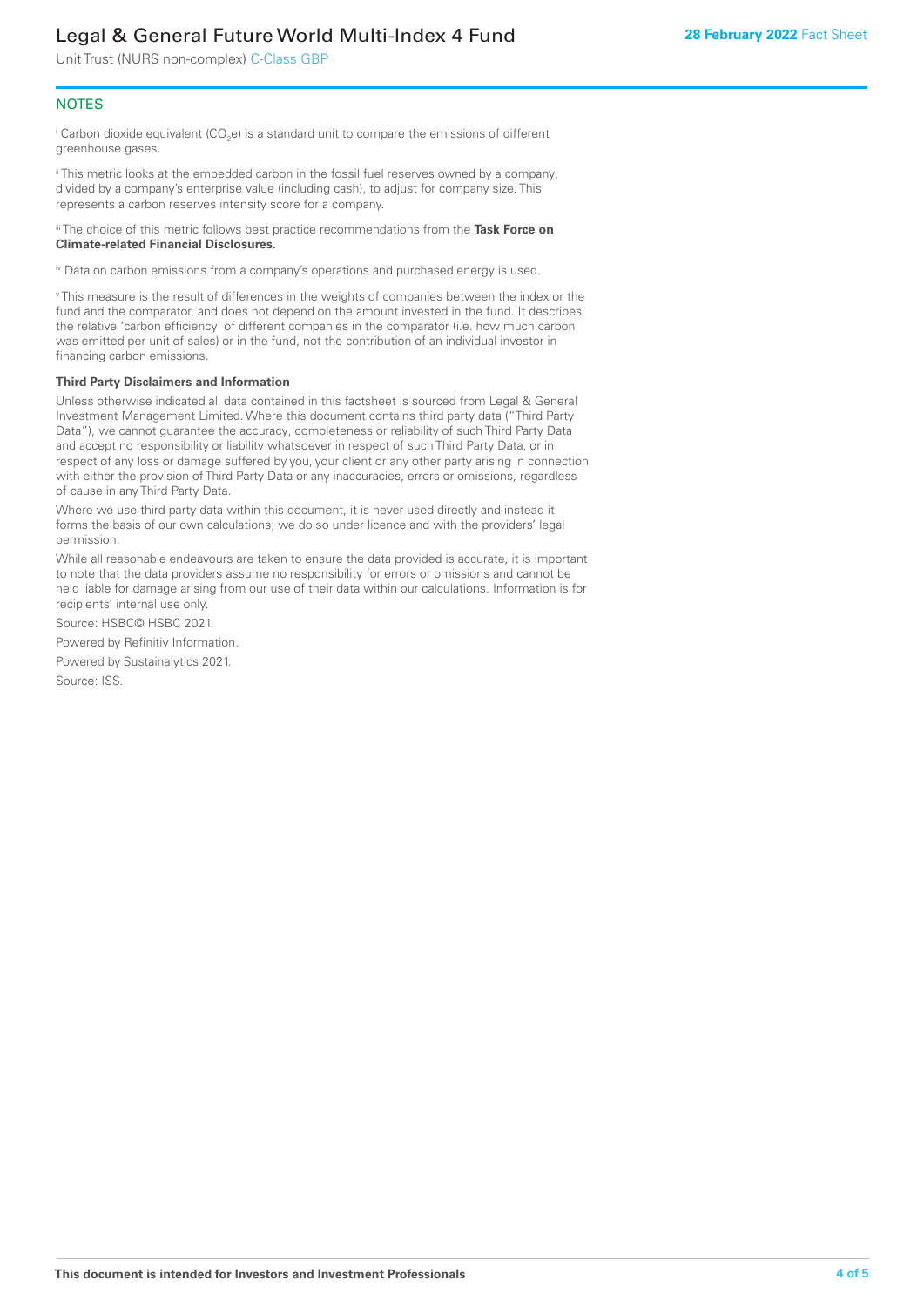## NOTES

[i] Carbon dioxide equivalent ($CO_2e$) is a standard unit to compare the emissions of different greenhouse gases.

[ii] This metric looks at the embedded carbon in the fossil fuel reserves owned by a company, divided by a company's enterprise value (including cash), to adjust for company size. This represents a carbon reserves intensity score for a company.

[iii] The choice of this metric follows best practice recommendations from the **Task Force on Climate-related Financial Disclosures.**

[iv] Data on carbon emissions from a company's operations and purchased energy is used.

[v] This measure is the result of differences in the weights of companies between the index or the fund and the comparator, and does not depend on the amount invested in the fund. It describes the relative 'carbon efficiency' of different companies in the comparator (i.e. how much carbon was emitted per unit of sales) or in the fund, not the contribution of an individual investor in financing carbon emissions.

**Third Party Disclaimers and Information**

Unless otherwise indicated all data contained in this factsheet is sourced from Legal & General Investment Management Limited. Where this document contains third party data ("Third Party Data"), we cannot guarantee the accuracy, completeness or reliability of such Third Party Data and accept no responsibility or liability whatsoever in respect of such Third Party Data, or in respect of any loss or damage suffered by you, your client or any other party arising in connection with either the provision of Third Party Data or any inaccuracies, errors or omissions, regardless of cause in any Third Party Data.

Where we use third party data within this document, it is never used directly and instead it forms the basis of our own calculations; we do so under licence and with the providers' legal permission.

While all reasonable endeavours are taken to ensure the data provided is accurate, it is important to note that the data providers assume no responsibility for errors or omissions and cannot be held liable for damage arising from our use of their data within our calculations. Information is for recipients' internal use only.

Source: HSBC© HSBC 2021.

Powered by Refinitiv Information.

Powered by Sustainalytics 2021.

Source: ISS.

**This document is intended for Investors and Investment Professionals**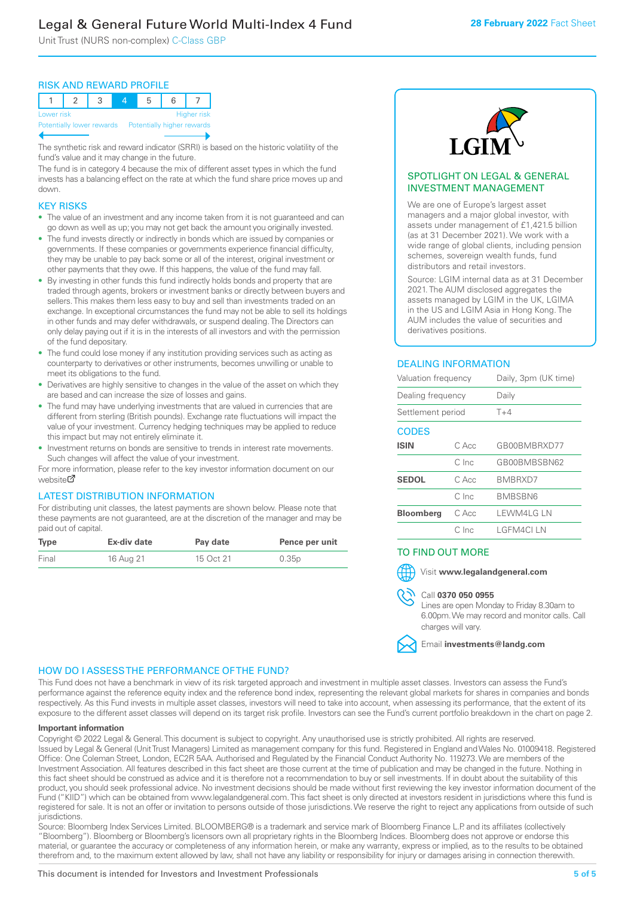# Legal & General Future World Multi-Index 4 Fund

Unit Trust (NURS non-complex) C-Class GBP

28 February 2022 Fact Sheet

## RISK AND REWARD PROFILE

| 1 | 2 | 3 | 4 | 5 | 6 | 7 |
|---|---|---|---|---|---|---|

Lower risk — Higher risk

Potentially lower rewards — Potentially higher rewards

The synthetic risk and reward indicator (SRRI) is based on the historic volatility of the fund's value and it may change in the future.

The fund is in category 4 because the mix of different asset types in which the fund invests has a balancing effect on the rate at which the fund share price moves up and down.

## KEY RISKS

- The value of an investment and any income taken from it is not guaranteed and can go down as well as up; you may not get back the amount you originally invested.
- The fund invests directly or indirectly in bonds which are issued by companies or governments. If these companies or governments experience financial difficulty, they may be unable to pay back some or all of the interest, original investment or other payments that they owe. If this happens, the value of the fund may fall.
- By investing in other funds this fund indirectly holds bonds and property that are traded through agents, brokers or investment banks or directly between buyers and sellers. This makes them less easy to buy and sell than investments traded on an exchange. In exceptional circumstances the fund may not be able to sell its holdings in other funds and may defer withdrawals, or suspend dealing. The Directors can only delay paying out if it is in the interests of all investors and with the permission of the fund depositary.
- The fund could lose money if any institution providing services such as acting as counterparty to derivatives or other instruments, becomes unwilling or unable to meet its obligations to the fund.
- Derivatives are highly sensitive to changes in the value of the asset on which they are based and can increase the size of losses and gains.
- The fund may have underlying investments that are valued in currencies that are different from sterling (British pounds). Exchange rate fluctuations will impact the value of your investment. Currency hedging techniques may be applied to reduce this impact but may not entirely eliminate it.
- Investment returns on bonds are sensitive to trends in interest rate movements. Such changes will affect the value of your investment.

For more information, please refer to the key investor information document on our website

## LATEST DISTRIBUTION INFORMATION

For distributing unit classes, the latest payments are shown below. Please note that these payments are not guaranteed, are at the discretion of the manager and may be paid out of capital.

| Type | Ex-div date | Pay date | Pence per unit |
|---|---|---|---|
| Final | 16 Aug 21 | 15 Oct 21 | 0.35p |

## SPOTLIGHT ON LEGAL & GENERAL INVESTMENT MANAGEMENT

We are one of Europe's largest asset managers and a major global investor, with assets under management of £1,421.5 billion (as at 31 December 2021). We work with a wide range of global clients, including pension schemes, sovereign wealth funds, fund distributors and retail investors.

Source: LGIM internal data as at 31 December 2021. The AUM disclosed aggregates the assets managed by LGIM in the UK, LGIMA in the US and LGIM Asia in Hong Kong. The AUM includes the value of securities and derivatives positions.

## DEALING INFORMATION

| | |
|---|---|
| Valuation frequency | Daily, 3pm (UK time) |
| Dealing frequency | Daily |
| Settlement period | T+4 |

## CODES

| | | |
|---|---|---|
| **ISIN** | C Acc | GB00BMBRXD77 |
| | C Inc | GB00BMBSBN62 |
| **SEDOL** | C Acc | BMBRXD7 |
| | C Inc | BMBSBN6 |
| **Bloomberg** | C Acc | LEWM4LG LN |
| | C Inc | LGFM4CI LN |

## TO FIND OUT MORE

Visit **www.legalandgeneral.com**

Call **0370 050 0955**
Lines are open Monday to Friday 8.30am to 6.00pm. We may record and monitor calls. Call charges will vary.

Email **investments@landg.com**

## HOW DO I ASSESS THE PERFORMANCE OF THE FUND?

This Fund does not have a benchmark in view of its risk targeted approach and investment in multiple asset classes. Investors can assess the Fund's performance against the reference equity index and the reference bond index, representing the relevant global markets for shares in companies and bonds respectively. As this Fund invests in multiple asset classes, investors will need to take into account, when assessing its performance, that the extent of its exposure to the different asset classes will depend on its target risk profile. Investors can see the Fund's current portfolio breakdown in the chart on page 2.

**Important information**

Copyright © 2022 Legal & General. This document is subject to copyright. Any unauthorised use is strictly prohibited. All rights are reserved. Issued by Legal & General (Unit Trust Managers) Limited as management company for this fund. Registered in England and Wales No. 01009418. Registered Office: One Coleman Street, London, EC2R 5AA. Authorised and Regulated by the Financial Conduct Authority No. 119273. We are members of the Investment Association. All features described in this fact sheet are those current at the time of publication and may be changed in the future. Nothing in this fact sheet should be construed as advice and it is therefore not a recommendation to buy or sell investments. If in doubt about the suitability of this product, you should seek professional advice. No investment decisions should be made without first reviewing the key investor information document of the Fund ("KIID") which can be obtained from www.legalandgeneral.com. This fact sheet is only directed at investors resident in jurisdictions where this fund is registered for sale. It is not an offer or invitation to persons outside of those jurisdictions. We reserve the right to reject any applications from outside of such jurisdictions.

Source: Bloomberg Index Services Limited. BLOOMBERG® is a trademark and service mark of Bloomberg Finance L.P. and its affiliates (collectively "Bloomberg"). Bloomberg or Bloomberg's licensors own all proprietary rights in the Bloomberg Indices. Bloomberg does not approve or endorse this material, or guarantee the accuracy or completeness of any information herein, or make any warranty, express or implied, as to the results to be obtained therefrom and, to the maximum extent allowed by law, shall not have any liability or responsibility for injury or damages arising in connection therewith.

This document is intended for Investors and Investment Professionals